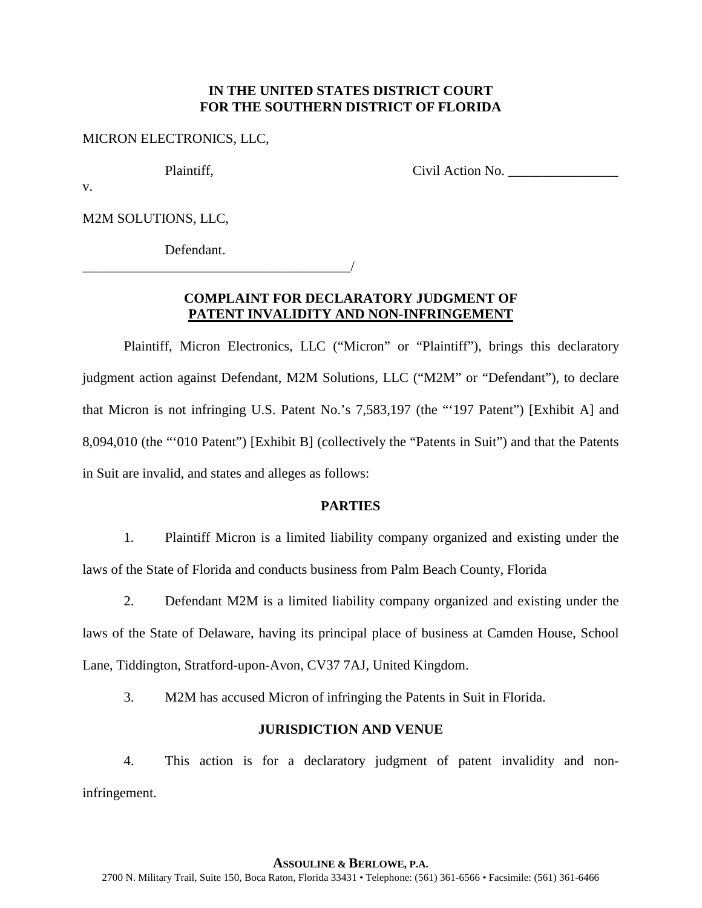**IN THE UNITED STATES DISTRICT COURT**
**FOR THE SOUTHERN DISTRICT OF FLORIDA**

MICRON ELECTRONICS, LLC,

Plaintiff, Civil Action No. ________________

v.

M2M SOLUTIONS, LLC,

Defendant.
________________________________________/

**COMPLAINT FOR DECLARATORY JUDGMENT OF**
**PATENT INVALIDITY AND NON-INFRINGEMENT**

Plaintiff, Micron Electronics, LLC ("Micron" or "Plaintiff"), brings this declaratory judgment action against Defendant, M2M Solutions, LLC ("M2M" or "Defendant"), to declare that Micron is not infringing U.S. Patent No.'s 7,583,197 (the "'197 Patent") [Exhibit A] and 8,094,010 (the "'010 Patent") [Exhibit B] (collectively the "Patents in Suit") and that the Patents in Suit are invalid, and states and alleges as follows:

**PARTIES**

1. Plaintiff Micron is a limited liability company organized and existing under the laws of the State of Florida and conducts business from Palm Beach County, Florida

2. Defendant M2M is a limited liability company organized and existing under the laws of the State of Delaware, having its principal place of business at Camden House, School Lane, Tiddington, Stratford-upon-Avon, CV37 7AJ, United Kingdom.

3. M2M has accused Micron of infringing the Patents in Suit in Florida.

**JURISDICTION AND VENUE**

4. This action is for a declaratory judgment of patent invalidity and non-infringement.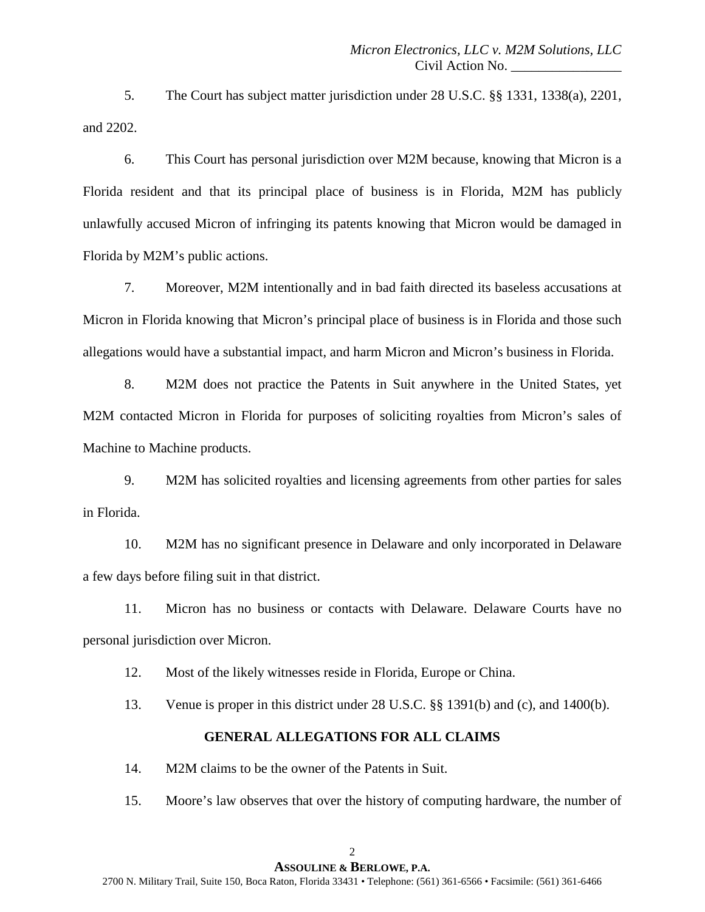5. The Court has subject matter jurisdiction under 28 U.S.C. §§ 1331, 1338(a), 2201, and 2202.

6. This Court has personal jurisdiction over M2M because, knowing that Micron is a Florida resident and that its principal place of business is in Florida, M2M has publicly unlawfully accused Micron of infringing its patents knowing that Micron would be damaged in Florida by M2M's public actions.

7. Moreover, M2M intentionally and in bad faith directed its baseless accusations at Micron in Florida knowing that Micron's principal place of business is in Florida and those such allegations would have a substantial impact, and harm Micron and Micron's business in Florida.

8. M2M does not practice the Patents in Suit anywhere in the United States, yet M2M contacted Micron in Florida for purposes of soliciting royalties from Micron's sales of Machine to Machine products.

9. M2M has solicited royalties and licensing agreements from other parties for sales in Florida.

10. M2M has no significant presence in Delaware and only incorporated in Delaware a few days before filing suit in that district.

11. Micron has no business or contacts with Delaware. Delaware Courts have no personal jurisdiction over Micron.

12. Most of the likely witnesses reside in Florida, Europe or China.

13. Venue is proper in this district under 28 U.S.C. §§ 1391(b) and (c), and 1400(b).

## GENERAL ALLEGATIONS FOR ALL CLAIMS

14. M2M claims to be the owner of the Patents in Suit.

15. Moore's law observes that over the history of computing hardware, the number of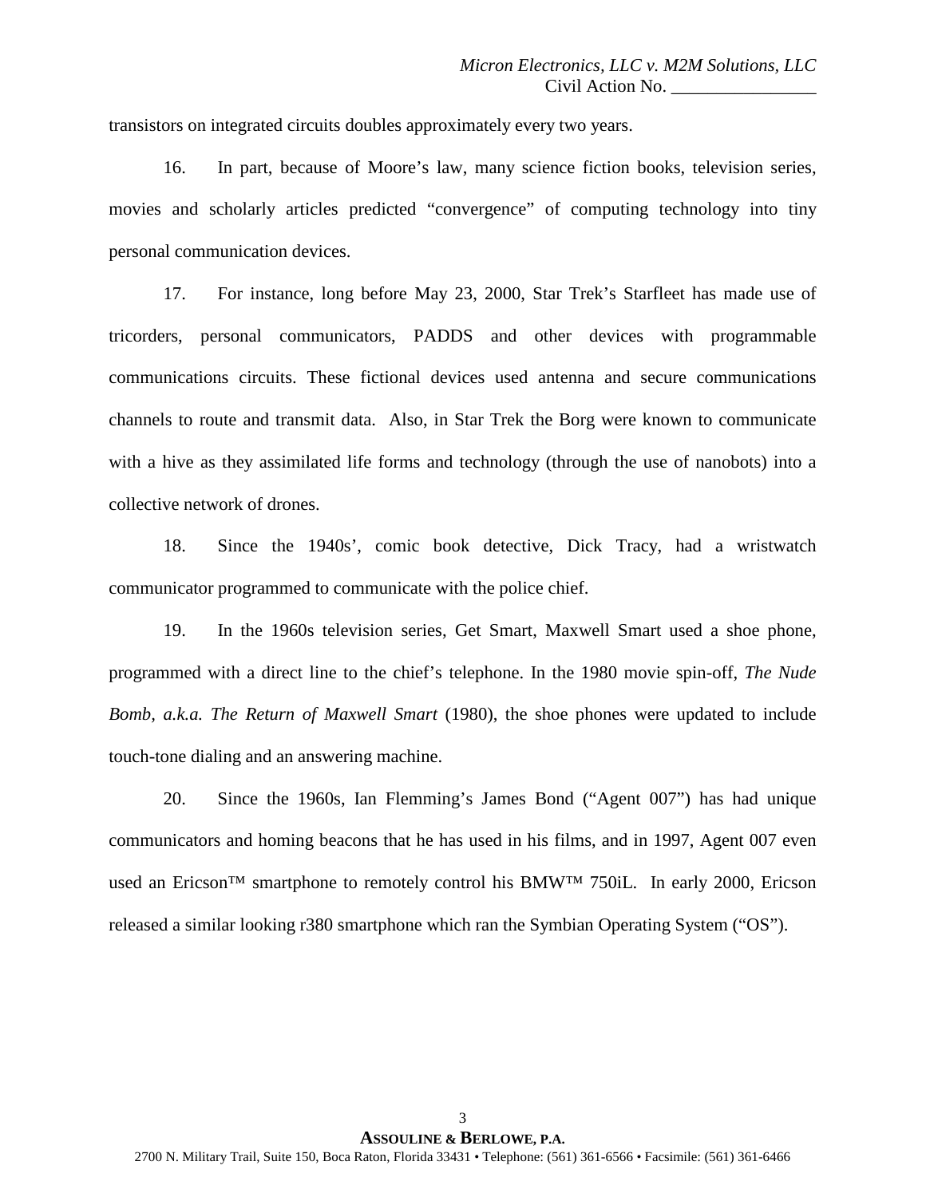transistors on integrated circuits doubles approximately every two years.

16. In part, because of Moore's law, many science fiction books, television series, movies and scholarly articles predicted "convergence" of computing technology into tiny personal communication devices.

17. For instance, long before May 23, 2000, Star Trek's Starfleet has made use of tricorders, personal communicators, PADDS and other devices with programmable communications circuits. These fictional devices used antenna and secure communications channels to route and transmit data. Also, in Star Trek the Borg were known to communicate with a hive as they assimilated life forms and technology (through the use of nanobots) into a collective network of drones.

18. Since the 1940s', comic book detective, Dick Tracy, had a wristwatch communicator programmed to communicate with the police chief.

19. In the 1960s television series, Get Smart, Maxwell Smart used a shoe phone, programmed with a direct line to the chief's telephone. In the 1980 movie spin-off, *The Nude Bomb, a.k.a. The Return of Maxwell Smart* (1980), the shoe phones were updated to include touch-tone dialing and an answering machine.

20. Since the 1960s, Ian Flemming's James Bond ("Agent 007") has had unique communicators and homing beacons that he has used in his films, and in 1997, Agent 007 even used an Ericson™ smartphone to remotely control his BMW™ 750iL. In early 2000, Ericson released a similar looking r380 smartphone which ran the Symbian Operating System ("OS").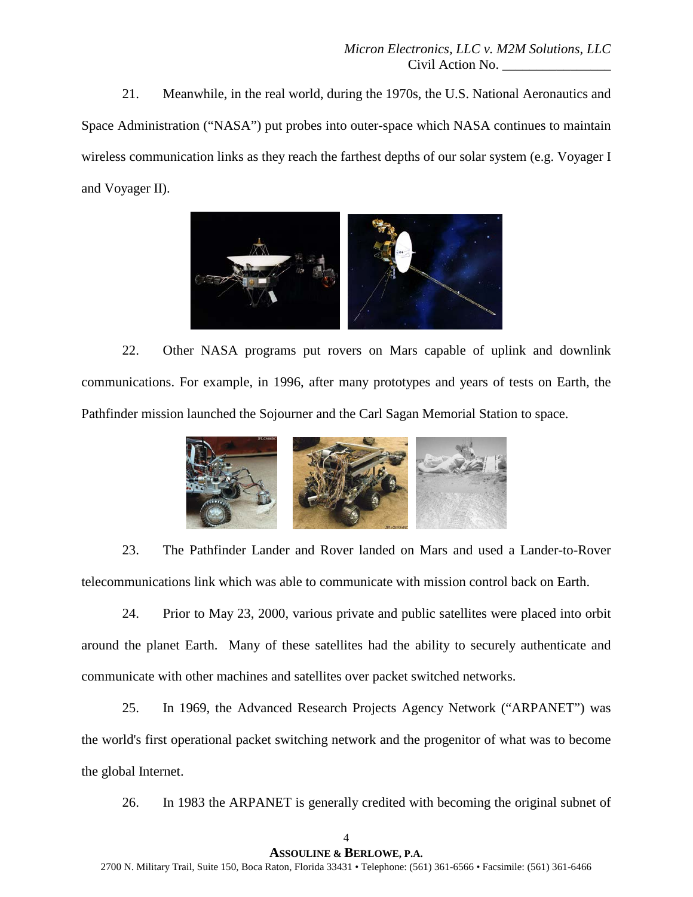21. Meanwhile, in the real world, during the 1970s, the U.S. National Aeronautics and Space Administration ("NASA") put probes into outer-space which NASA continues to maintain wireless communication links as they reach the farthest depths of our solar system (e.g. Voyager I and Voyager II).

22. Other NASA programs put rovers on Mars capable of uplink and downlink communications. For example, in 1996, after many prototypes and years of tests on Earth, the Pathfinder mission launched the Sojourner and the Carl Sagan Memorial Station to space.

23. The Pathfinder Lander and Rover landed on Mars and used a Lander-to-Rover telecommunications link which was able to communicate with mission control back on Earth.

24. Prior to May 23, 2000, various private and public satellites were placed into orbit around the planet Earth. Many of these satellites had the ability to securely authenticate and communicate with other machines and satellites over packet switched networks.

25. In 1969, the Advanced Research Projects Agency Network ("ARPANET") was the world's first operational packet switching network and the progenitor of what was to become the global Internet.

26. In 1983 the ARPANET is generally credited with becoming the original subnet of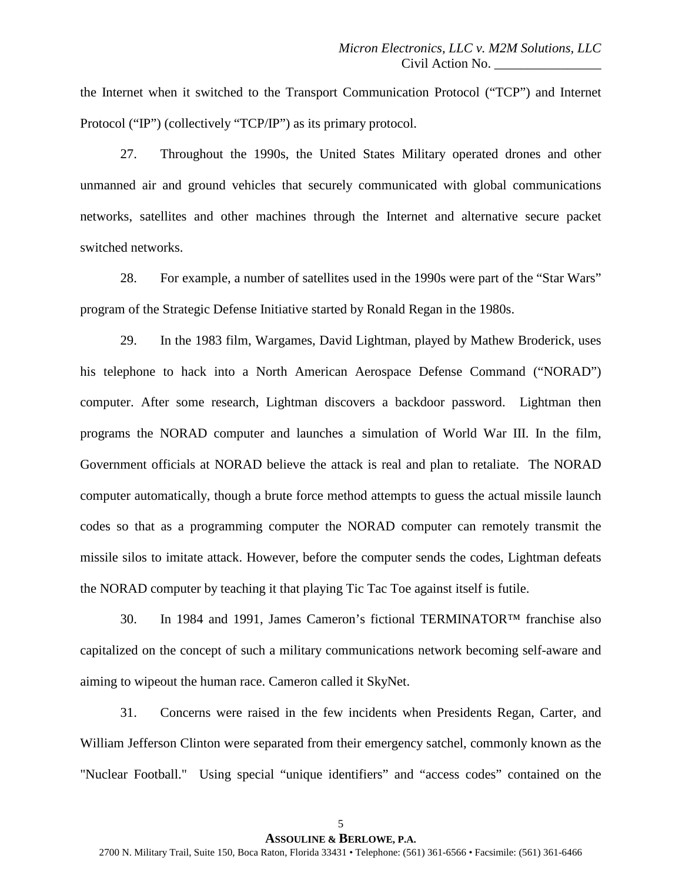the Internet when it switched to the Transport Communication Protocol ("TCP") and Internet Protocol ("IP") (collectively "TCP/IP") as its primary protocol.

27. Throughout the 1990s, the United States Military operated drones and other unmanned air and ground vehicles that securely communicated with global communications networks, satellites and other machines through the Internet and alternative secure packet switched networks.

28. For example, a number of satellites used in the 1990s were part of the "Star Wars" program of the Strategic Defense Initiative started by Ronald Regan in the 1980s.

29. In the 1983 film, Wargames, David Lightman, played by Mathew Broderick, uses his telephone to hack into a North American Aerospace Defense Command ("NORAD") computer. After some research, Lightman discovers a backdoor password. Lightman then programs the NORAD computer and launches a simulation of World War III. In the film, Government officials at NORAD believe the attack is real and plan to retaliate. The NORAD computer automatically, though a brute force method attempts to guess the actual missile launch codes so that as a programming computer the NORAD computer can remotely transmit the missile silos to imitate attack. However, before the computer sends the codes, Lightman defeats the NORAD computer by teaching it that playing Tic Tac Toe against itself is futile.

30. In 1984 and 1991, James Cameron's fictional TERMINATOR™ franchise also capitalized on the concept of such a military communications network becoming self-aware and aiming to wipeout the human race. Cameron called it SkyNet.

31. Concerns were raised in the few incidents when Presidents Regan, Carter, and William Jefferson Clinton were separated from their emergency satchel, commonly known as the "Nuclear Football." Using special "unique identifiers" and "access codes" contained on the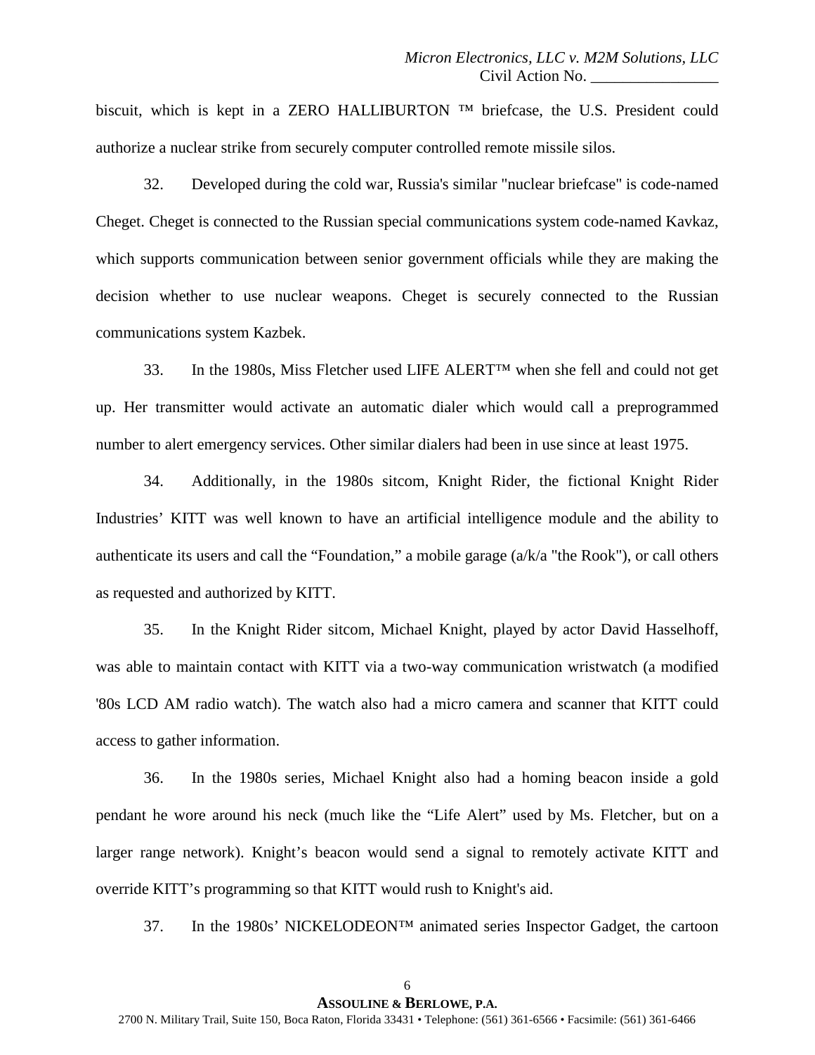biscuit, which is kept in a ZERO HALLIBURTON ™ briefcase, the U.S. President could authorize a nuclear strike from securely computer controlled remote missile silos.

32. Developed during the cold war, Russia's similar "nuclear briefcase" is code-named Cheget. Cheget is connected to the Russian special communications system code-named Kavkaz, which supports communication between senior government officials while they are making the decision whether to use nuclear weapons. Cheget is securely connected to the Russian communications system Kazbek.

33. In the 1980s, Miss Fletcher used LIFE ALERT™ when she fell and could not get up. Her transmitter would activate an automatic dialer which would call a preprogrammed number to alert emergency services. Other similar dialers had been in use since at least 1975.

34. Additionally, in the 1980s sitcom, Knight Rider, the fictional Knight Rider Industries' KITT was well known to have an artificial intelligence module and the ability to authenticate its users and call the "Foundation," a mobile garage (a/k/a "the Rook"), or call others as requested and authorized by KITT.

35. In the Knight Rider sitcom, Michael Knight, played by actor David Hasselhoff, was able to maintain contact with KITT via a two-way communication wristwatch (a modified '80s LCD AM radio watch). The watch also had a micro camera and scanner that KITT could access to gather information.

36. In the 1980s series, Michael Knight also had a homing beacon inside a gold pendant he wore around his neck (much like the "Life Alert" used by Ms. Fletcher, but on a larger range network). Knight's beacon would send a signal to remotely activate KITT and override KITT's programming so that KITT would rush to Knight's aid.

37. In the 1980s' NICKELODEON™ animated series Inspector Gadget, the cartoon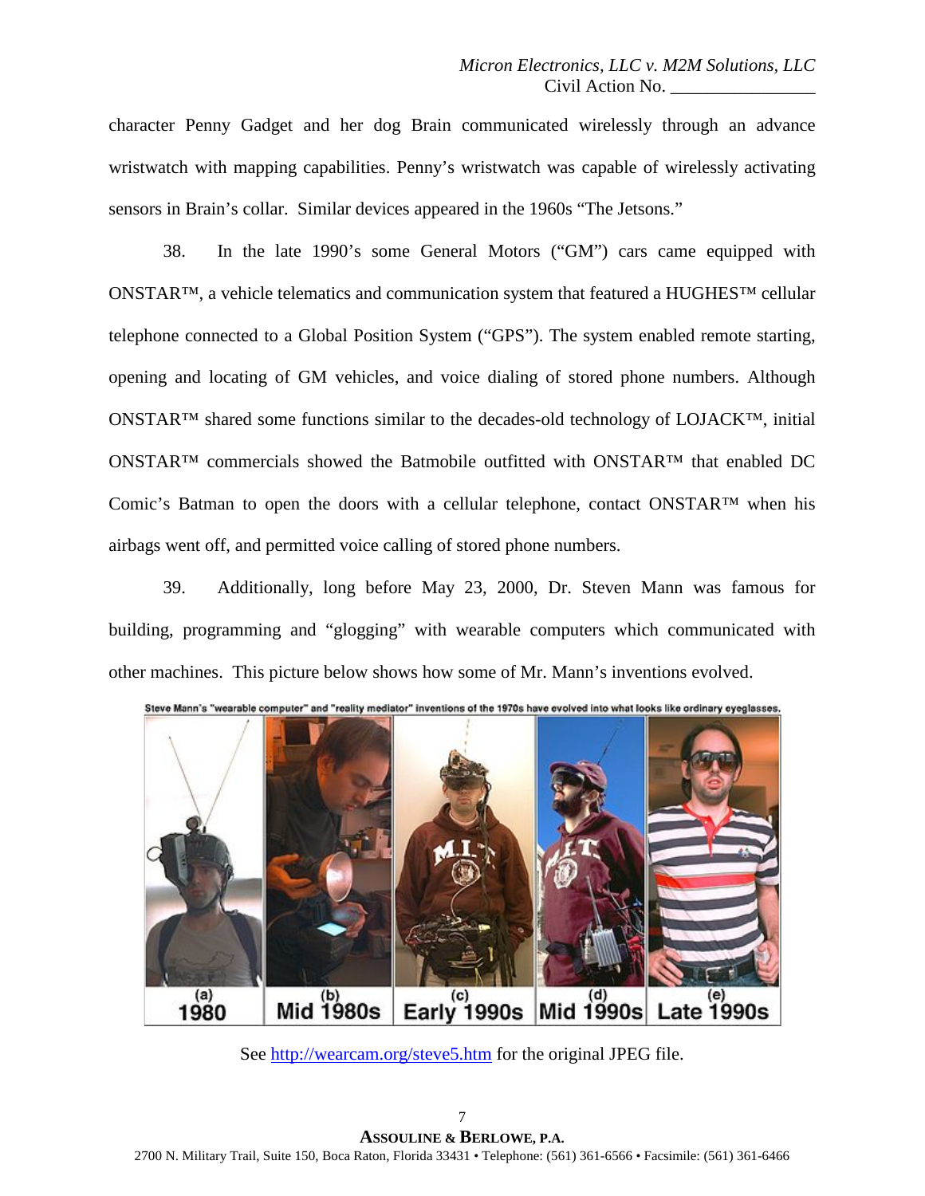character Penny Gadget and her dog Brain communicated wirelessly through an advance wristwatch with mapping capabilities. Penny's wristwatch was capable of wirelessly activating sensors in Brain's collar. Similar devices appeared in the 1960s "The Jetsons."

38. In the late 1990's some General Motors ("GM") cars came equipped with ONSTAR™, a vehicle telematics and communication system that featured a HUGHES™ cellular telephone connected to a Global Position System ("GPS"). The system enabled remote starting, opening and locating of GM vehicles, and voice dialing of stored phone numbers. Although ONSTAR™ shared some functions similar to the decades-old technology of LOJACK™, initial ONSTAR™ commercials showed the Batmobile outfitted with ONSTAR™ that enabled DC Comic's Batman to open the doors with a cellular telephone, contact ONSTAR™ when his airbags went off, and permitted voice calling of stored phone numbers.

39. Additionally, long before May 23, 2000, Dr. Steven Mann was famous for building, programming and "glogging" with wearable computers which communicated with other machines. This picture below shows how some of Mr. Mann's inventions evolved.

Steve Mann's "wearable computer" and "reality mediator" inventions of the 1970s have evolved into what looks like ordinary eyeglasses.

(a) 1980 | (b) Mid 1980s | (c) Early 1990s | (d) Mid 1990s | (e) Late 1990s

See http://wearcam.org/steve5.htm for the original JPEG file.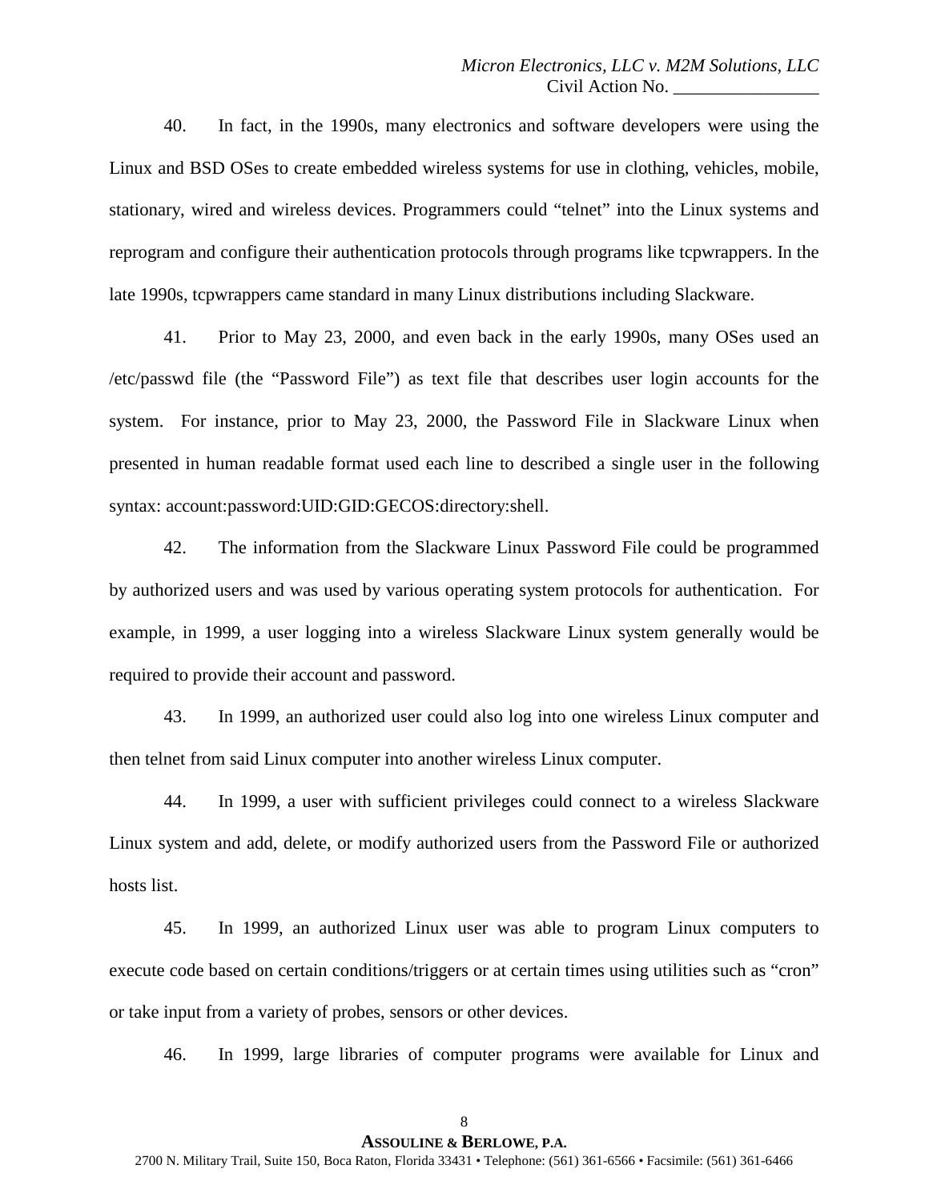40. In fact, in the 1990s, many electronics and software developers were using the Linux and BSD OSes to create embedded wireless systems for use in clothing, vehicles, mobile, stationary, wired and wireless devices. Programmers could "telnet" into the Linux systems and reprogram and configure their authentication protocols through programs like tcpwrappers. In the late 1990s, tcpwrappers came standard in many Linux distributions including Slackware.

41. Prior to May 23, 2000, and even back in the early 1990s, many OSes used an /etc/passwd file (the "Password File") as text file that describes user login accounts for the system. For instance, prior to May 23, 2000, the Password File in Slackware Linux when presented in human readable format used each line to described a single user in the following syntax: account:password:UID:GID:GECOS:directory:shell.

42. The information from the Slackware Linux Password File could be programmed by authorized users and was used by various operating system protocols for authentication. For example, in 1999, a user logging into a wireless Slackware Linux system generally would be required to provide their account and password.

43. In 1999, an authorized user could also log into one wireless Linux computer and then telnet from said Linux computer into another wireless Linux computer.

44. In 1999, a user with sufficient privileges could connect to a wireless Slackware Linux system and add, delete, or modify authorized users from the Password File or authorized hosts list.

45. In 1999, an authorized Linux user was able to program Linux computers to execute code based on certain conditions/triggers or at certain times using utilities such as "cron" or take input from a variety of probes, sensors or other devices.

46. In 1999, large libraries of computer programs were available for Linux and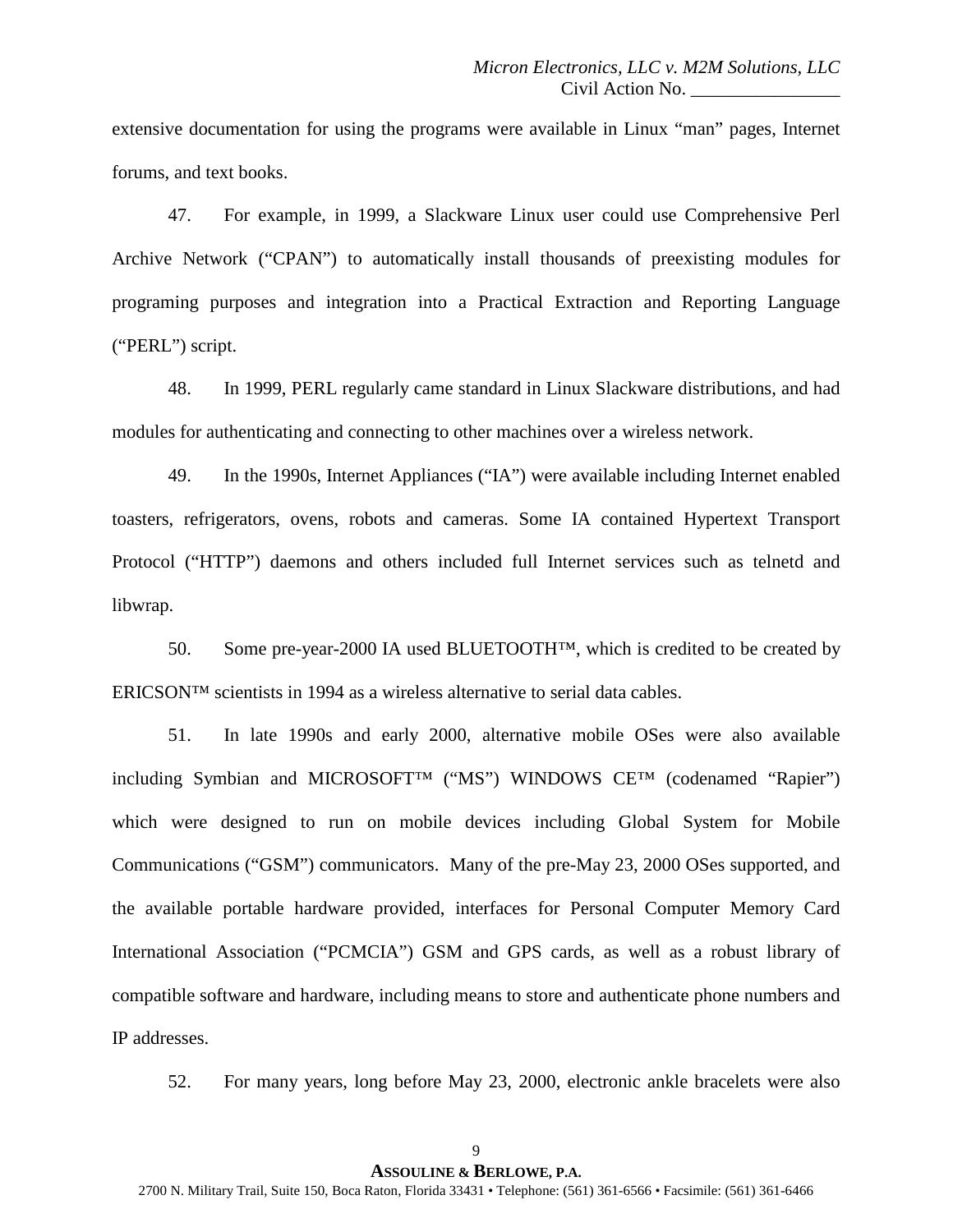extensive documentation for using the programs were available in Linux "man" pages, Internet forums, and text books.

47. For example, in 1999, a Slackware Linux user could use Comprehensive Perl Archive Network ("CPAN") to automatically install thousands of preexisting modules for programing purposes and integration into a Practical Extraction and Reporting Language ("PERL") script.

48. In 1999, PERL regularly came standard in Linux Slackware distributions, and had modules for authenticating and connecting to other machines over a wireless network.

49. In the 1990s, Internet Appliances ("IA") were available including Internet enabled toasters, refrigerators, ovens, robots and cameras. Some IA contained Hypertext Transport Protocol ("HTTP") daemons and others included full Internet services such as telnetd and libwrap.

50. Some pre-year-2000 IA used BLUETOOTH™, which is credited to be created by ERICSON™ scientists in 1994 as a wireless alternative to serial data cables.

51. In late 1990s and early 2000, alternative mobile OSes were also available including Symbian and MICROSOFT™ ("MS") WINDOWS CE™ (codenamed "Rapier") which were designed to run on mobile devices including Global System for Mobile Communications ("GSM") communicators. Many of the pre-May 23, 2000 OSes supported, and the available portable hardware provided, interfaces for Personal Computer Memory Card International Association ("PCMCIA") GSM and GPS cards, as well as a robust library of compatible software and hardware, including means to store and authenticate phone numbers and IP addresses.

52. For many years, long before May 23, 2000, electronic ankle bracelets were also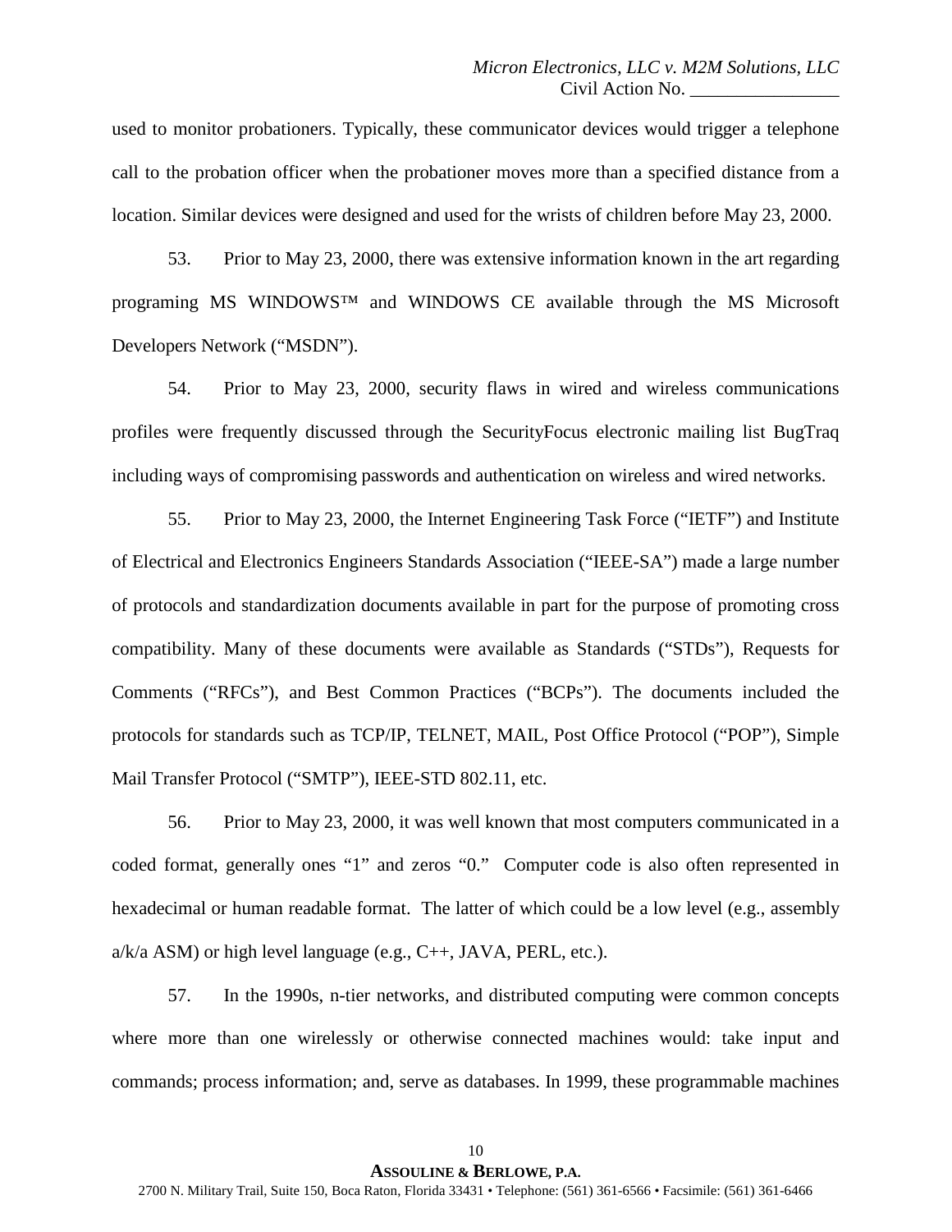used to monitor probationers. Typically, these communicator devices would trigger a telephone call to the probation officer when the probationer moves more than a specified distance from a location. Similar devices were designed and used for the wrists of children before May 23, 2000.

53. Prior to May 23, 2000, there was extensive information known in the art regarding programing MS WINDOWS™ and WINDOWS CE available through the MS Microsoft Developers Network ("MSDN").

54. Prior to May 23, 2000, security flaws in wired and wireless communications profiles were frequently discussed through the SecurityFocus electronic mailing list BugTraq including ways of compromising passwords and authentication on wireless and wired networks.

55. Prior to May 23, 2000, the Internet Engineering Task Force ("IETF") and Institute of Electrical and Electronics Engineers Standards Association ("IEEE-SA") made a large number of protocols and standardization documents available in part for the purpose of promoting cross compatibility. Many of these documents were available as Standards ("STDs"), Requests for Comments ("RFCs"), and Best Common Practices ("BCPs"). The documents included the protocols for standards such as TCP/IP, TELNET, MAIL, Post Office Protocol ("POP"), Simple Mail Transfer Protocol ("SMTP"), IEEE-STD 802.11, etc.

56. Prior to May 23, 2000, it was well known that most computers communicated in a coded format, generally ones "1" and zeros "0." Computer code is also often represented in hexadecimal or human readable format. The latter of which could be a low level (e.g., assembly a/k/a ASM) or high level language (e.g., C++, JAVA, PERL, etc.).

57. In the 1990s, n-tier networks, and distributed computing were common concepts where more than one wirelessly or otherwise connected machines would: take input and commands; process information; and, serve as databases. In 1999, these programmable machines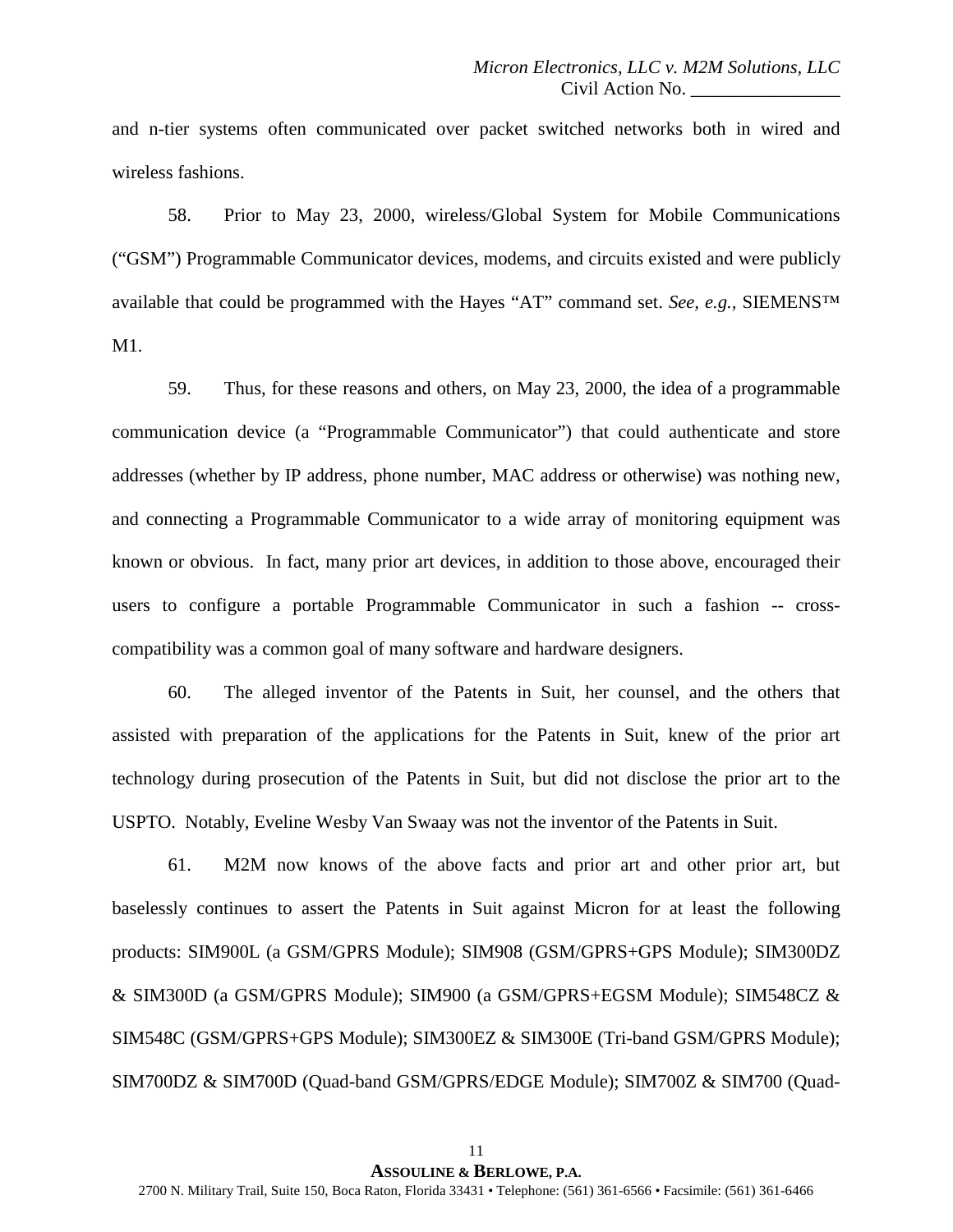and n-tier systems often communicated over packet switched networks both in wired and wireless fashions.

58. Prior to May 23, 2000, wireless/Global System for Mobile Communications ("GSM") Programmable Communicator devices, modems, and circuits existed and were publicly available that could be programmed with the Hayes "AT" command set. *See, e.g.,* SIEMENS™ M1.

59. Thus, for these reasons and others, on May 23, 2000, the idea of a programmable communication device (a "Programmable Communicator") that could authenticate and store addresses (whether by IP address, phone number, MAC address or otherwise) was nothing new, and connecting a Programmable Communicator to a wide array of monitoring equipment was known or obvious. In fact, many prior art devices, in addition to those above, encouraged their users to configure a portable Programmable Communicator in such a fashion -- cross-compatibility was a common goal of many software and hardware designers.

60. The alleged inventor of the Patents in Suit, her counsel, and the others that assisted with preparation of the applications for the Patents in Suit, knew of the prior art technology during prosecution of the Patents in Suit, but did not disclose the prior art to the USPTO. Notably, Eveline Wesby Van Swaay was not the inventor of the Patents in Suit.

61. M2M now knows of the above facts and prior art and other prior art, but baselessly continues to assert the Patents in Suit against Micron for at least the following products: SIM900L (a GSM/GPRS Module); SIM908 (GSM/GPRS+GPS Module); SIM300DZ & SIM300D (a GSM/GPRS Module); SIM900 (a GSM/GPRS+EGSM Module); SIM548CZ & SIM548C (GSM/GPRS+GPS Module); SIM300EZ & SIM300E (Tri-band GSM/GPRS Module); SIM700DZ & SIM700D (Quad-band GSM/GPRS/EDGE Module); SIM700Z & SIM700 (Quad-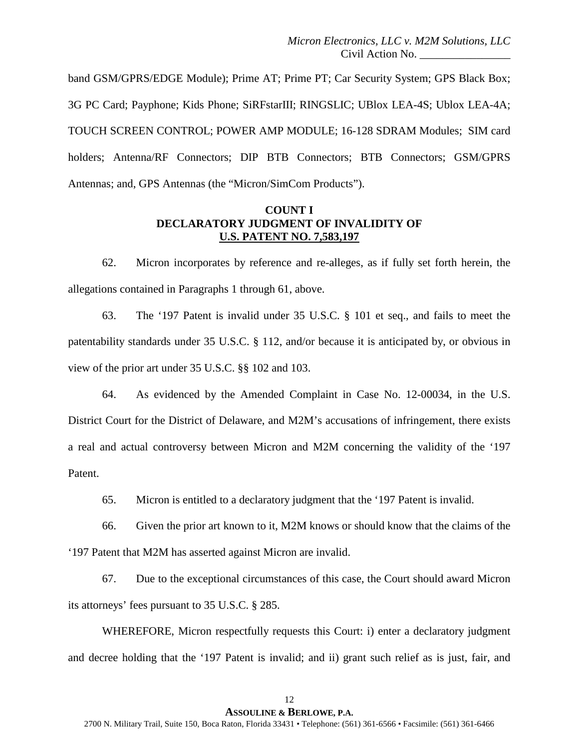band GSM/GPRS/EDGE Module); Prime AT; Prime PT; Car Security System; GPS Black Box; 3G PC Card; Payphone; Kids Phone; SiRFstarIII; RINGSLIC; UBlox LEA-4S; Ublox LEA-4A; TOUCH SCREEN CONTROL; POWER AMP MODULE; 16-128 SDRAM Modules; SIM card holders; Antenna/RF Connectors; DIP BTB Connectors; BTB Connectors; GSM/GPRS Antennas; and, GPS Antennas (the "Micron/SimCom Products").

## COUNT I
## DECLARATORY JUDGMENT OF INVALIDITY OF U.S. PATENT NO. 7,583,197

62. Micron incorporates by reference and re-alleges, as if fully set forth herein, the allegations contained in Paragraphs 1 through 61, above.

63. The '197 Patent is invalid under 35 U.S.C. § 101 et seq., and fails to meet the patentability standards under 35 U.S.C. § 112, and/or because it is anticipated by, or obvious in view of the prior art under 35 U.S.C. §§ 102 and 103.

64. As evidenced by the Amended Complaint in Case No. 12-00034, in the U.S. District Court for the District of Delaware, and M2M's accusations of infringement, there exists a real and actual controversy between Micron and M2M concerning the validity of the '197 Patent.

65. Micron is entitled to a declaratory judgment that the '197 Patent is invalid.

66. Given the prior art known to it, M2M knows or should know that the claims of the '197 Patent that M2M has asserted against Micron are invalid.

67. Due to the exceptional circumstances of this case, the Court should award Micron its attorneys' fees pursuant to 35 U.S.C. § 285.

WHEREFORE, Micron respectfully requests this Court: i) enter a declaratory judgment and decree holding that the '197 Patent is invalid; and ii) grant such relief as is just, fair, and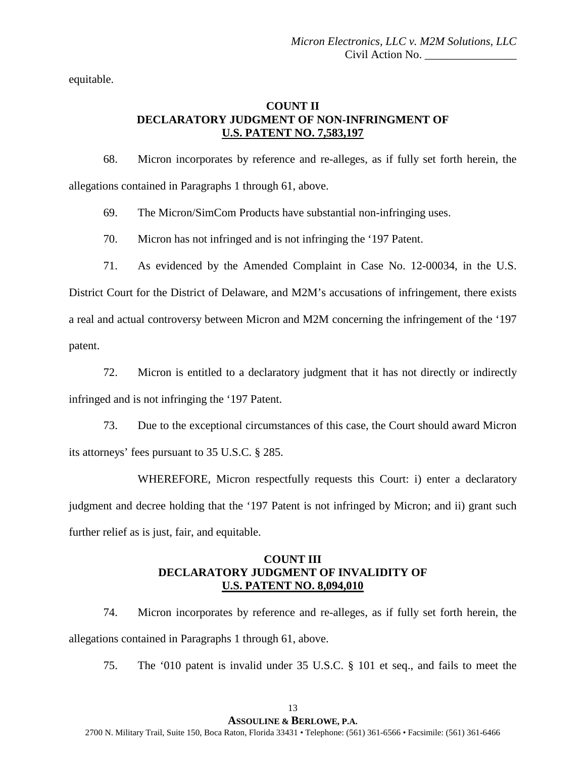equitable.

**COUNT II**
**DECLARATORY JUDGMENT OF NON-INFRINGMENT OF**
**U.S. PATENT NO. 7,583,197**

68. Micron incorporates by reference and re-alleges, as if fully set forth herein, the allegations contained in Paragraphs 1 through 61, above.

69. The Micron/SimCom Products have substantial non-infringing uses.

70. Micron has not infringed and is not infringing the '197 Patent.

71. As evidenced by the Amended Complaint in Case No. 12-00034, in the U.S. District Court for the District of Delaware, and M2M's accusations of infringement, there exists a real and actual controversy between Micron and M2M concerning the infringement of the '197 patent.

72. Micron is entitled to a declaratory judgment that it has not directly or indirectly infringed and is not infringing the '197 Patent.

73. Due to the exceptional circumstances of this case, the Court should award Micron its attorneys' fees pursuant to 35 U.S.C. § 285.

WHEREFORE, Micron respectfully requests this Court: i) enter a declaratory judgment and decree holding that the '197 Patent is not infringed by Micron; and ii) grant such further relief as is just, fair, and equitable.

**COUNT III**
**DECLARATORY JUDGMENT OF INVALIDITY OF**
**U.S. PATENT NO. 8,094,010**

74. Micron incorporates by reference and re-alleges, as if fully set forth herein, the allegations contained in Paragraphs 1 through 61, above.

75. The '010 patent is invalid under 35 U.S.C. § 101 et seq., and fails to meet the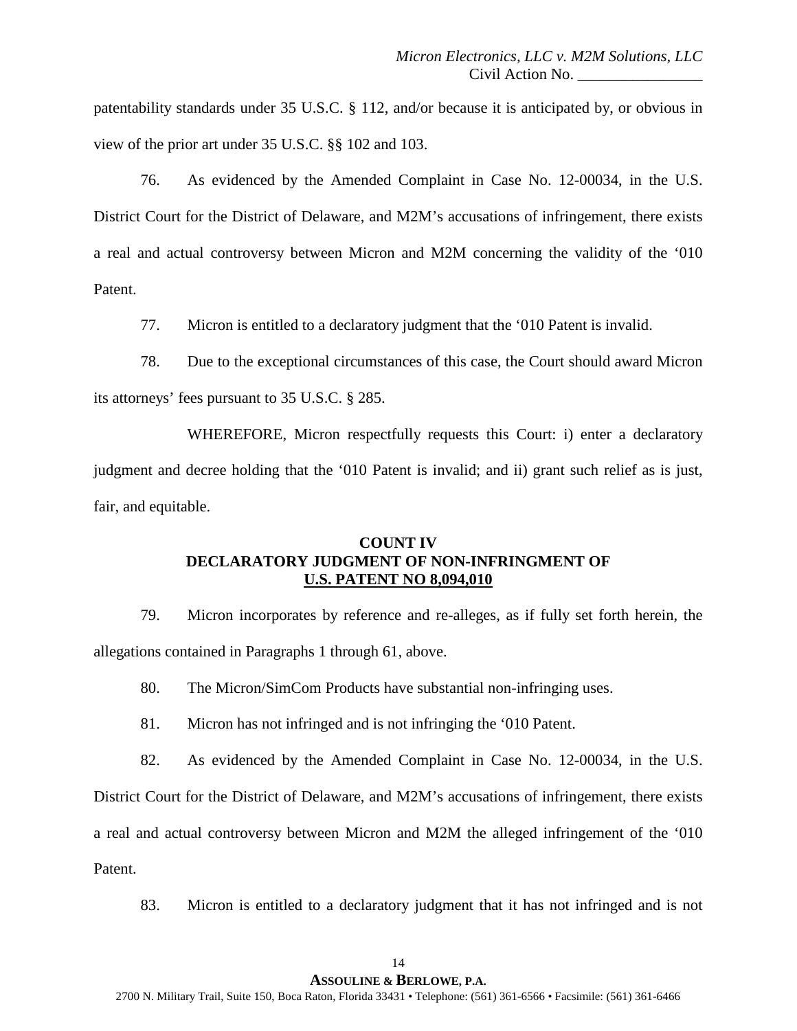patentability standards under 35 U.S.C. § 112, and/or because it is anticipated by, or obvious in view of the prior art under 35 U.S.C. §§ 102 and 103.

76. As evidenced by the Amended Complaint in Case No. 12-00034, in the U.S. District Court for the District of Delaware, and M2M's accusations of infringement, there exists a real and actual controversy between Micron and M2M concerning the validity of the '010 Patent.

77. Micron is entitled to a declaratory judgment that the '010 Patent is invalid.

78. Due to the exceptional circumstances of this case, the Court should award Micron its attorneys' fees pursuant to 35 U.S.C. § 285.

WHEREFORE, Micron respectfully requests this Court: i) enter a declaratory judgment and decree holding that the '010 Patent is invalid; and ii) grant such relief as is just, fair, and equitable.

**COUNT IV**
**DECLARATORY JUDGMENT OF NON-INFRINGMENT OF**
**U.S. PATENT NO 8,094,010**

79. Micron incorporates by reference and re-alleges, as if fully set forth herein, the allegations contained in Paragraphs 1 through 61, above.

80. The Micron/SimCom Products have substantial non-infringing uses.

81. Micron has not infringed and is not infringing the '010 Patent.

82. As evidenced by the Amended Complaint in Case No. 12-00034, in the U.S. District Court for the District of Delaware, and M2M's accusations of infringement, there exists a real and actual controversy between Micron and M2M the alleged infringement of the '010 Patent.

83. Micron is entitled to a declaratory judgment that it has not infringed and is not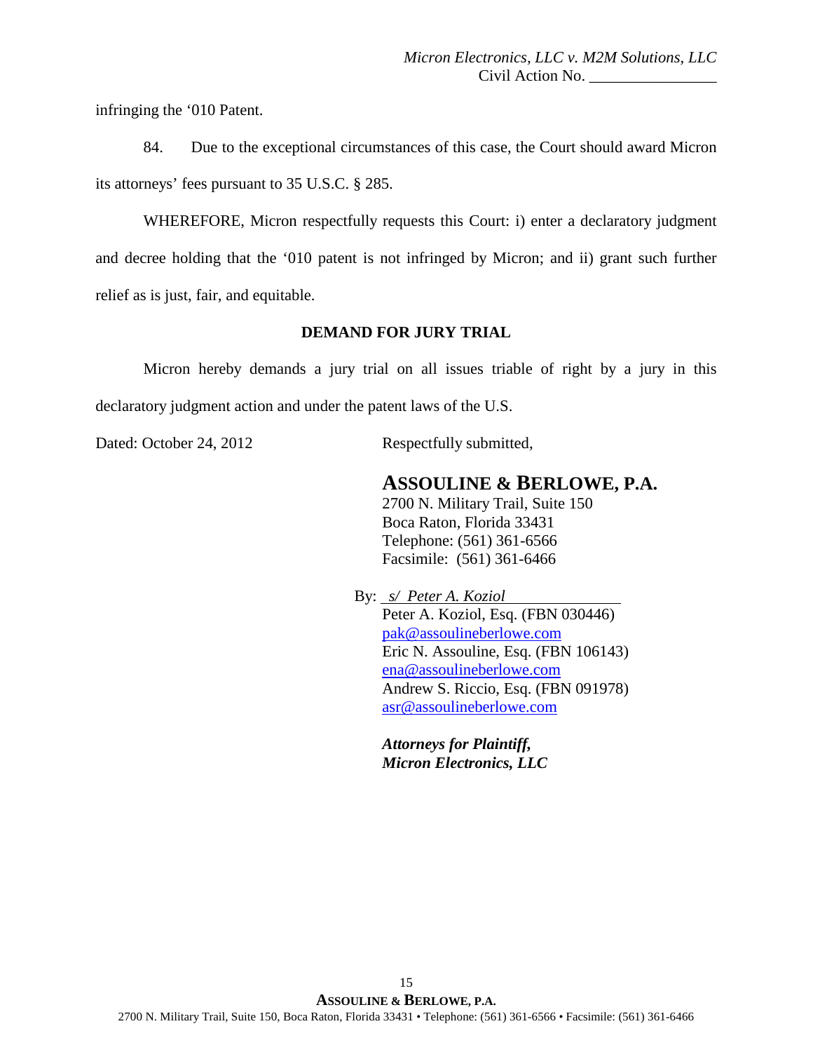infringing the '010 Patent.

84. Due to the exceptional circumstances of this case, the Court should award Micron its attorneys' fees pursuant to 35 U.S.C. § 285.

WHEREFORE, Micron respectfully requests this Court: i) enter a declaratory judgment and decree holding that the '010 patent is not infringed by Micron; and ii) grant such further relief as is just, fair, and equitable.

**DEMAND FOR JURY TRIAL**

Micron hereby demands a jury trial on all issues triable of right by a jury in this declaratory judgment action and under the patent laws of the U.S.

Dated: October 24, 2012

Respectfully submitted,

**ASSOULINE & BERLOWE, P.A.**
2700 N. Military Trail, Suite 150
Boca Raton, Florida 33431
Telephone: (561) 361-6566
Facsimile: (561) 361-6466

By: *s/ Peter A. Koziol*
Peter A. Koziol, Esq. (FBN 030446)
pak@assoulineberlowe.com
Eric N. Assouline, Esq. (FBN 106143)
ena@assoulineberlowe.com
Andrew S. Riccio, Esq. (FBN 091978)
asr@assoulineberlowe.com

***Attorneys for Plaintiff, Micron Electronics, LLC***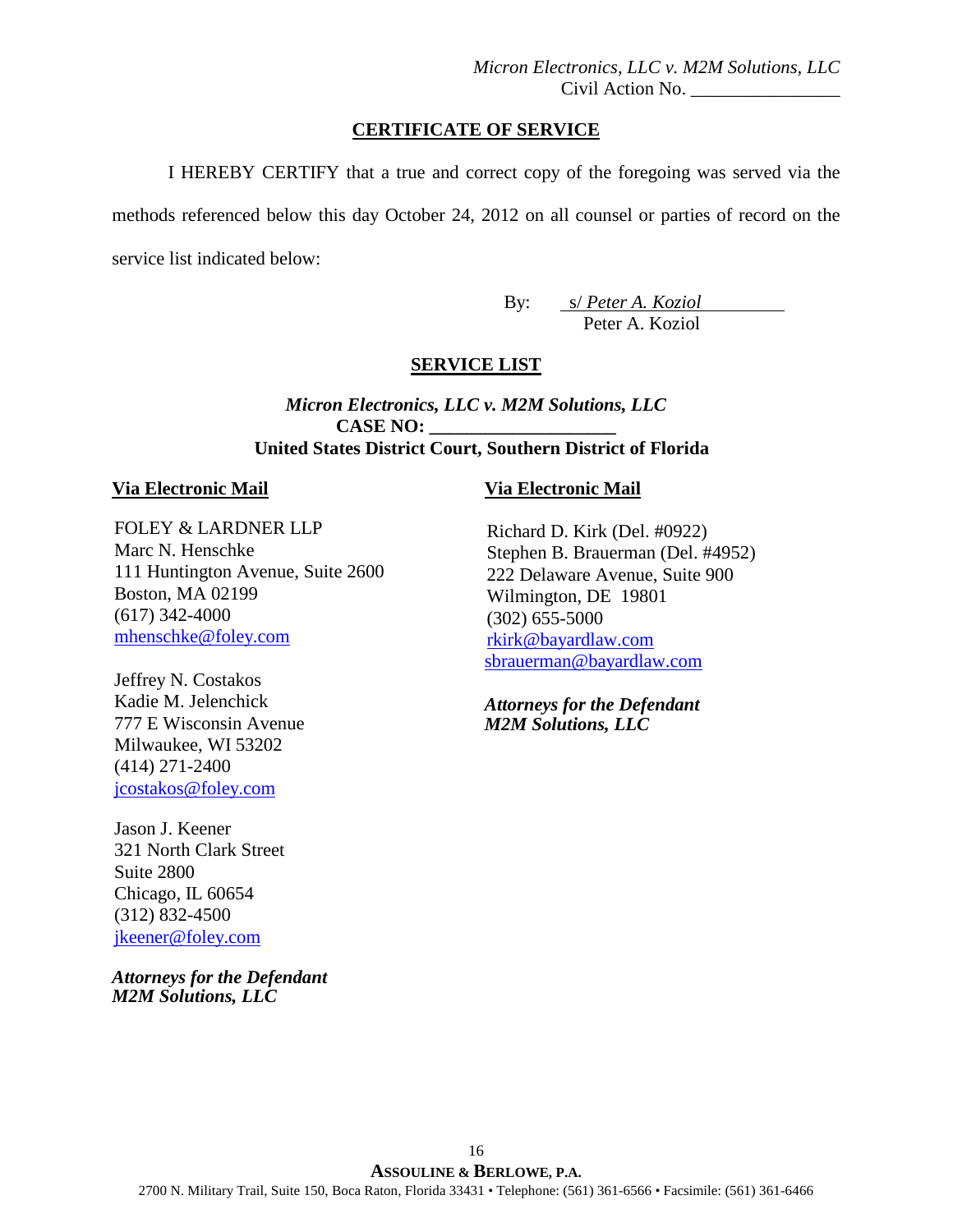*Micron Electronics, LLC v. M2M Solutions, LLC*
Civil Action No. _______________

## CERTIFICATE OF SERVICE

I HEREBY CERTIFY that a true and correct copy of the foregoing was served via the methods referenced below this day October 24, 2012 on all counsel or parties of record on the service list indicated below:

By: s/ *Peter A. Koziol*
Peter A. Koziol

## SERVICE LIST

***Micron Electronics, LLC v. M2M Solutions, LLC***
**CASE NO: ___________________**
**United States District Court, Southern District of Florida**

**Via Electronic Mail**

FOLEY & LARDNER LLP
Marc N. Henschke
111 Huntington Avenue, Suite 2600
Boston, MA 02199
(617) 342-4000
mhenschke@foley.com

Jeffrey N. Costakos
Kadie M. Jelenchick
777 E Wisconsin Avenue
Milwaukee, WI 53202
(414) 271-2400
jcostakos@foley.com

Jason J. Keener
321 North Clark Street
Suite 2800
Chicago, IL 60654
(312) 832-4500
jkeener@foley.com

***Attorneys for the Defendant M2M Solutions, LLC***

**Via Electronic Mail**

Richard D. Kirk (Del. #0922)
Stephen B. Brauerman (Del. #4952)
222 Delaware Avenue, Suite 900
Wilmington, DE 19801
(302) 655-5000
rkirk@bayardlaw.com
sbrauerman@bayardlaw.com

***Attorneys for the Defendant M2M Solutions, LLC***

**ASSOULINE & BERLOWE, P.A.**
2700 N. Military Trail, Suite 150, Boca Raton, Florida 33431 • Telephone: (561) 361-6566 • Facsimile: (561) 361-6466